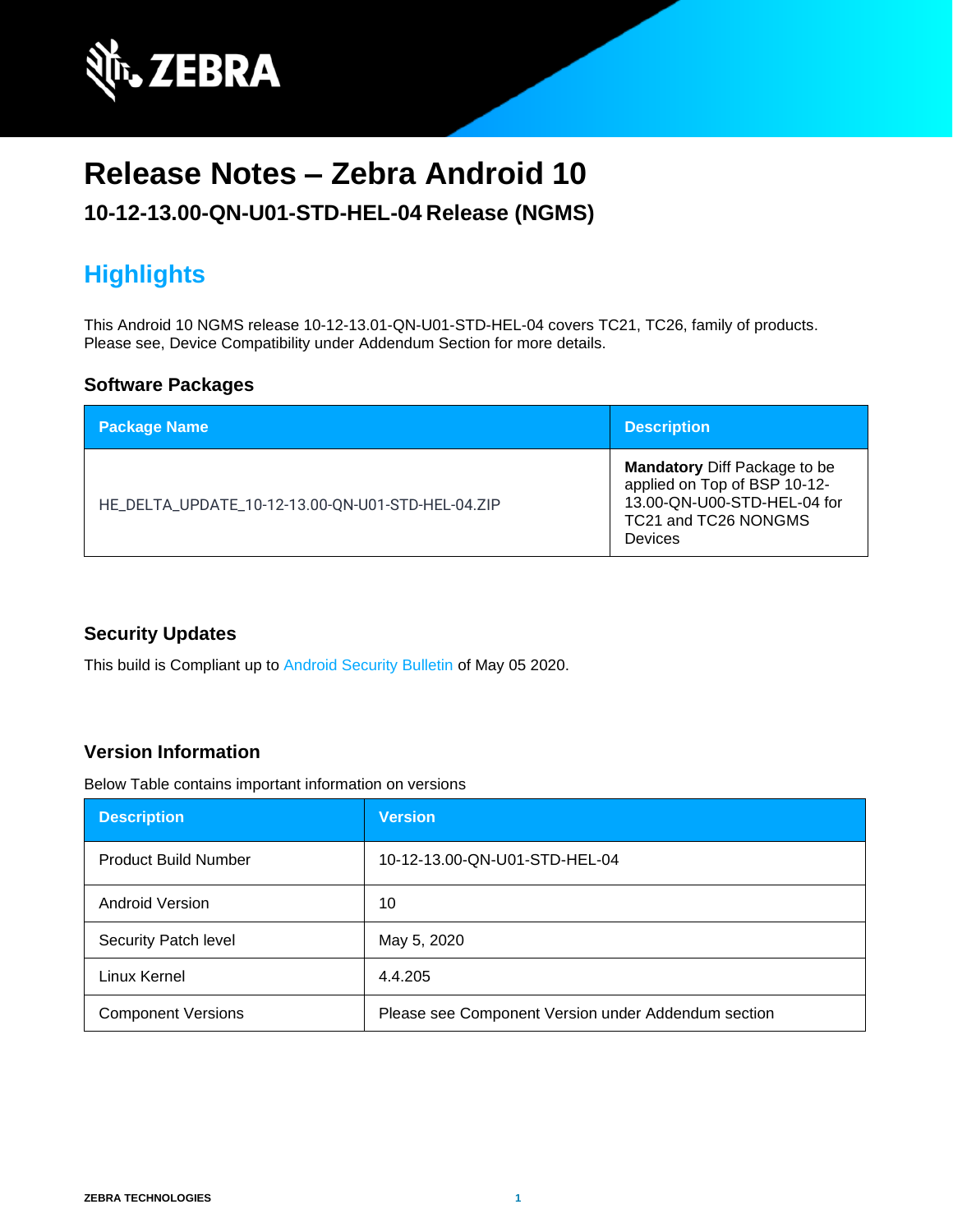# Release Notes – Zebra Android 10

## 10-12-13.00-QN-U01-STD-HEL-04 Release (NGMS)

## Highlights

This Android 10 NGMS release 10-12-13.01-QN-U01-STD-HEL-04 covers TC21, TC26, family of products. Please see, Device Compatibility under Addendum Section for more details.

### Software Packages

| Package Name | Description |
|---|---|
| HE_DELTA_UPDATE_10-12-13.00-QN-U01-STD-HEL-04.ZIP | **Mandatory** Diff Package to be applied on Top of BSP 10-12-13.00-QN-U00-STD-HEL-04 for TC21 and TC26 NONGMS Devices |

### Security Updates

This build is Compliant up to Android Security Bulletin of May 05 2020.

### Version Information

Below Table contains important information on versions

| Description | Version |
|---|---|
| Product Build Number | 10-12-13.00-QN-U01-STD-HEL-04 |
| Android Version | 10 |
| Security Patch level | May 5, 2020 |
| Linux Kernel | 4.4.205 |
| Component Versions | Please see Component Version under Addendum section |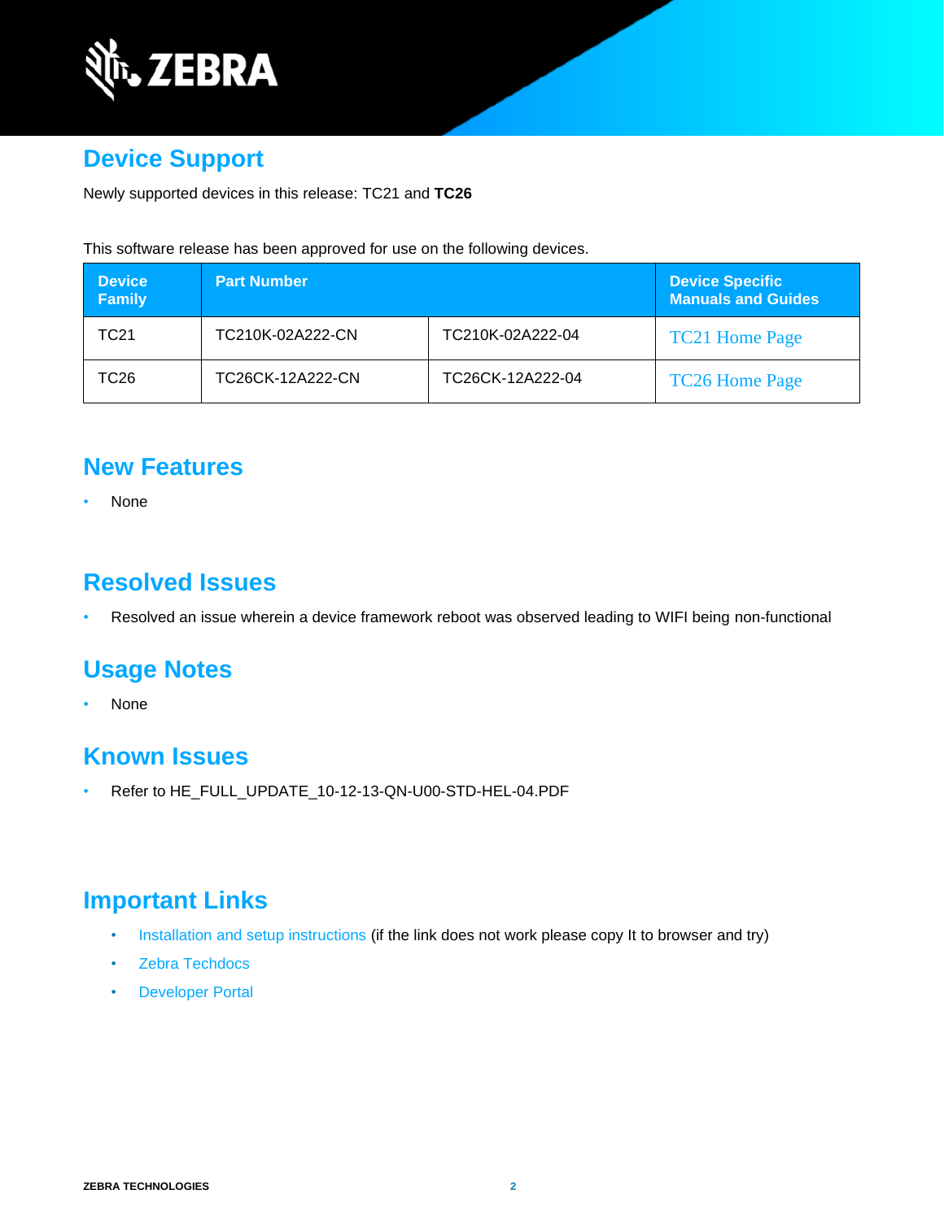## Device Support

Newly supported devices in this release: TC21 and **TC26**

This software release has been approved for use on the following devices.

| Device Family | Part Number | | Device Specific Manuals and Guides |
|---|---|---|---|
| TC21 | TC210K-02A222-CN | TC210K-02A222-04 | TC21 Home Page |
| TC26 | TC26CK-12A222-CN | TC26CK-12A222-04 | TC26 Home Page |

## New Features

- None

## Resolved Issues

- Resolved an issue wherein a device framework reboot was observed leading to WIFI being non-functional

## Usage Notes

- None

## Known Issues

- Refer to HE_FULL_UPDATE_10-12-13-QN-U00-STD-HEL-04.PDF

## Important Links

- Installation and setup instructions (if the link does not work please copy It to browser and try)
- Zebra Techdocs
- Developer Portal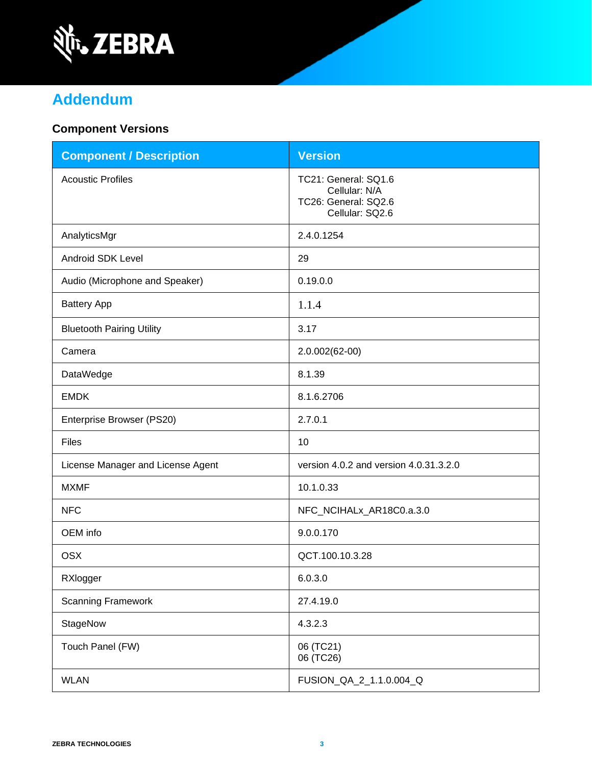# Addendum

## Component Versions

| Component / Description | Version |
|---|---|
| Acoustic Profiles | TC21: General: SQ1.6<br>Cellular: N/A<br>TC26: General: SQ2.6<br>Cellular: SQ2.6 |
| AnalyticsMgr | 2.4.0.1254 |
| Android SDK Level | 29 |
| Audio (Microphone and Speaker) | 0.19.0.0 |
| Battery App | 1.1.4 |
| Bluetooth Pairing Utility | 3.17 |
| Camera | 2.0.002(62-00) |
| DataWedge | 8.1.39 |
| EMDK | 8.1.6.2706 |
| Enterprise Browser (PS20) | 2.7.0.1 |
| Files | 10 |
| License Manager and License Agent | version 4.0.2 and version 4.0.31.3.2.0 |
| MXMF | 10.1.0.33 |
| NFC | NFC_NCIHALx_AR18C0.a.3.0 |
| OEM info | 9.0.0.170 |
| OSX | QCT.100.10.3.28 |
| RXlogger | 6.0.3.0 |
| Scanning Framework | 27.4.19.0 |
| StageNow | 4.3.2.3 |
| Touch Panel (FW) | 06 (TC21)<br>06 (TC26) |
| WLAN | FUSION_QA_2_1.1.0.004_Q |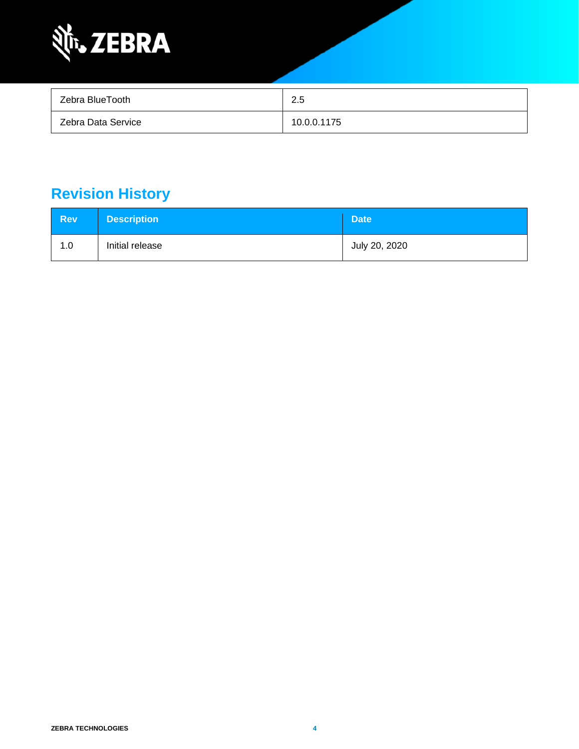| | |
|---|---|
| Zebra BlueTooth | 2.5 |
| Zebra Data Service | 10.0.0.1175 |

## Revision History

| Rev | Description | Date |
|---|---|---|
| 1.0 | Initial release | July 20, 2020 |